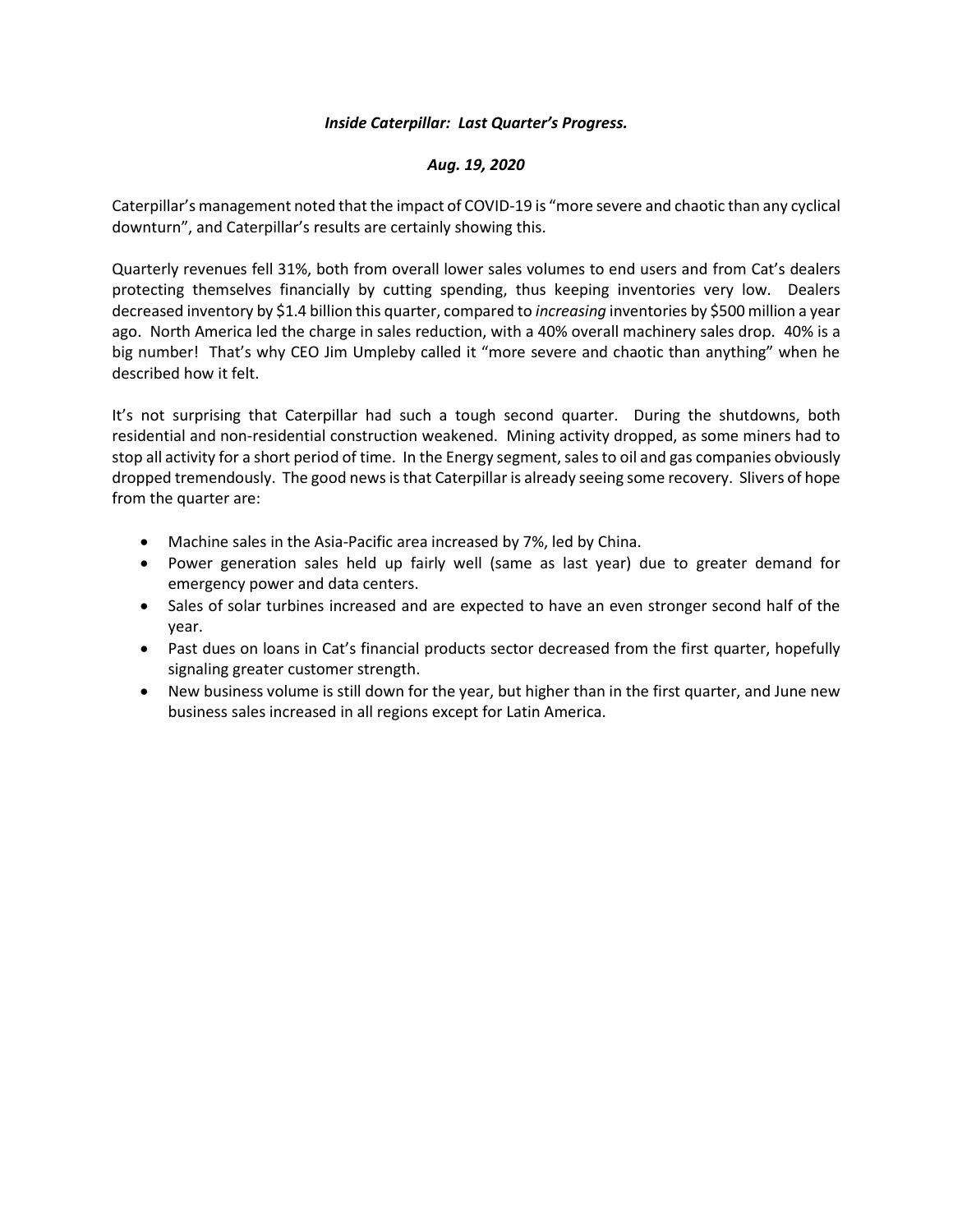***Inside Caterpillar: Last Quarter's Progress.***

***Aug. 19, 2020***

Caterpillar's management noted that the impact of COVID-19 is "more severe and chaotic than any cyclical downturn", and Caterpillar's results are certainly showing this.

Quarterly revenues fell 31%, both from overall lower sales volumes to end users and from Cat's dealers protecting themselves financially by cutting spending, thus keeping inventories very low. Dealers decreased inventory by $1.4 billion this quarter, compared to *increasing* inventories by $500 million a year ago. North America led the charge in sales reduction, with a 40% overall machinery sales drop. 40% is a big number! That's why CEO Jim Umpleby called it "more severe and chaotic than anything" when he described how it felt.

It's not surprising that Caterpillar had such a tough second quarter. During the shutdowns, both residential and non-residential construction weakened. Mining activity dropped, as some miners had to stop all activity for a short period of time. In the Energy segment, sales to oil and gas companies obviously dropped tremendously. The good news is that Caterpillar is already seeing some recovery. Slivers of hope from the quarter are:

- Machine sales in the Asia-Pacific area increased by 7%, led by China.
- Power generation sales held up fairly well (same as last year) due to greater demand for emergency power and data centers.
- Sales of solar turbines increased and are expected to have an even stronger second half of the year.
- Past dues on loans in Cat's financial products sector decreased from the first quarter, hopefully signaling greater customer strength.
- New business volume is still down for the year, but higher than in the first quarter, and June new business sales increased in all regions except for Latin America.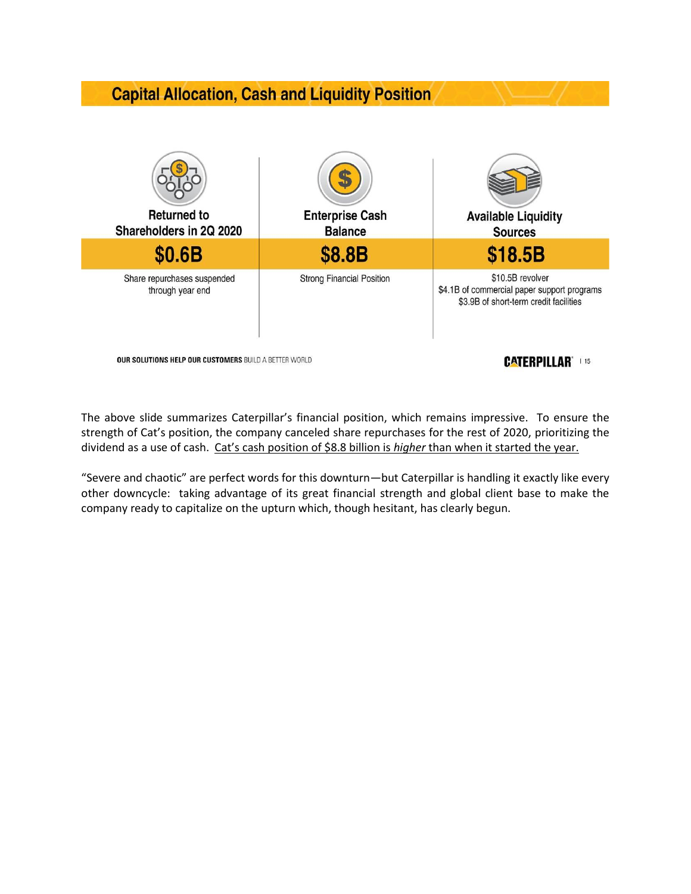## Capital Allocation, Cash and Liquidity Position

| Returned to Shareholders in 2Q 2020 | Enterprise Cash Balance | Available Liquidity Sources |
|---|---|---|
| **$0.6B** | **$8.8B** | **$18.5B** |
| Share repurchases suspended through year end | Strong Financial Position | $10.5B revolver<br>$4.1B of commercial paper support programs<br>$3.9B of short-term credit facilities |

OUR SOLUTIONS HELP OUR CUSTOMERS BUILD A BETTER WORLD

CATERPILLAR | 15

The above slide summarizes Caterpillar's financial position, which remains impressive. To ensure the strength of Cat's position, the company canceled share repurchases for the rest of 2020, prioritizing the dividend as a use of cash. <u>Cat's cash position of $8.8 billion is *higher* than when it started the year.</u>

"Severe and chaotic" are perfect words for this downturn—but Caterpillar is handling it exactly like every other downcycle: taking advantage of its great financial strength and global client base to make the company ready to capitalize on the upturn which, though hesitant, has clearly begun.